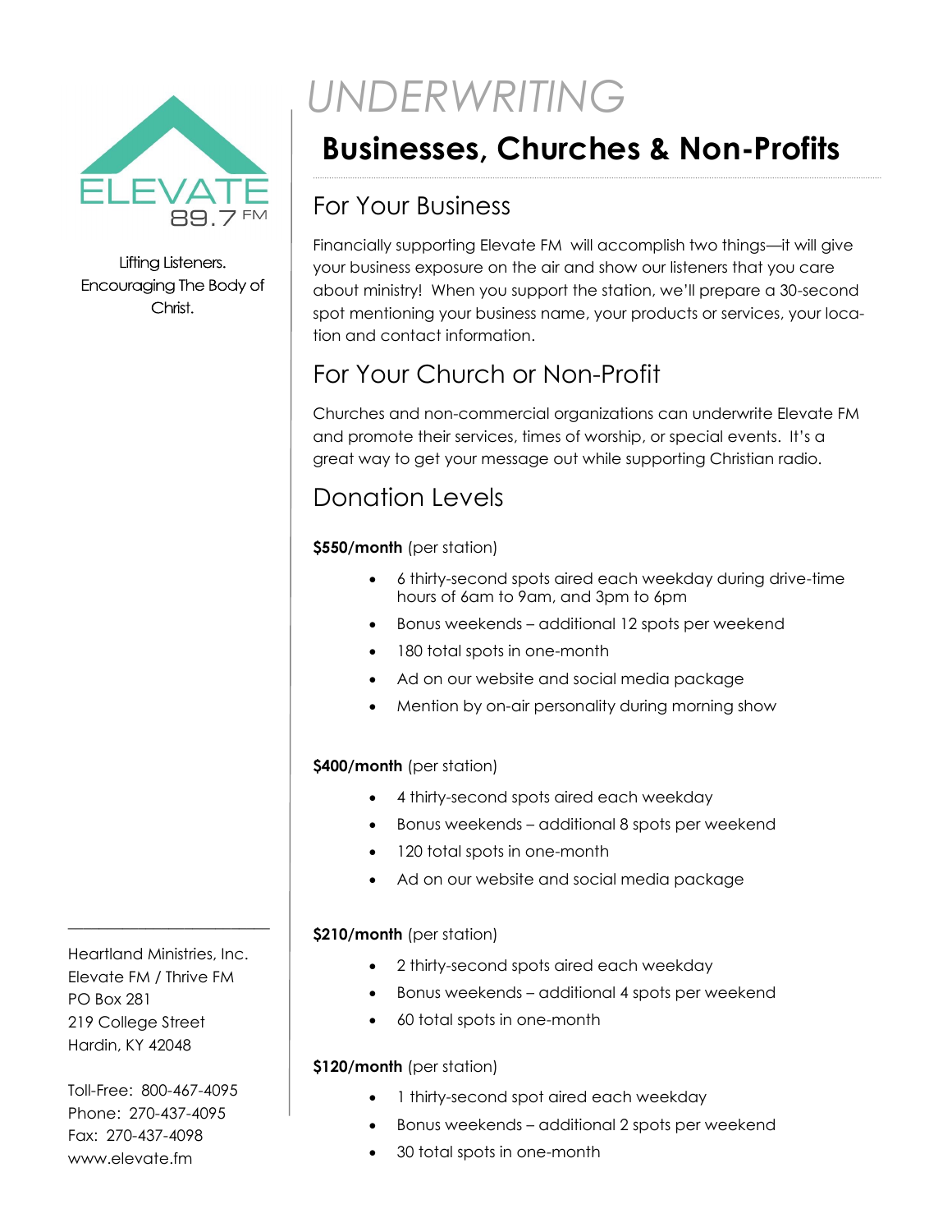ELEVATE 89.7 FM

Lifting Listeners. Encouraging The Body of Christ.

# *UNDERWRITING*

# **Businesses, Churches & Non-Profits**

## For Your Business

Financially supporting Elevate FM will accomplish two things—it will give your business exposure on the air and show our listeners that you care about ministry! When you support the station, we'll prepare a 30-second spot mentioning your business name, your products or services, your location and contact information.

## For Your Church or Non-Profit

Churches and non-commercial organizations can underwrite Elevate FM and promote their services, times of worship, or special events. It's a great way to get your message out while supporting Christian radio.

## Donation Levels

**$550/month** (per station)

- 6 thirty-second spots aired each weekday during drive-time hours of 6am to 9am, and 3pm to 6pm
- Bonus weekends – additional 12 spots per weekend
- 180 total spots in one-month
- Ad on our website and social media package
- Mention by on-air personality during morning show

**$400/month** (per station)

- 4 thirty-second spots aired each weekday
- Bonus weekends – additional 8 spots per weekend
- 120 total spots in one-month
- Ad on our website and social media package

**$210/month** (per station)

- 2 thirty-second spots aired each weekday
- Bonus weekends – additional 4 spots per weekend
- 60 total spots in one-month

**$120/month** (per station)

- 1 thirty-second spot aired each weekday
- Bonus weekends – additional 2 spots per weekend
- 30 total spots in one-month

---

Heartland Ministries, Inc.
Elevate FM / Thrive FM
PO Box 281
219 College Street
Hardin, KY 42048

Toll-Free: 800-467-4095
Phone: 270-437-4095
Fax: 270-437-4098
www.elevate.fm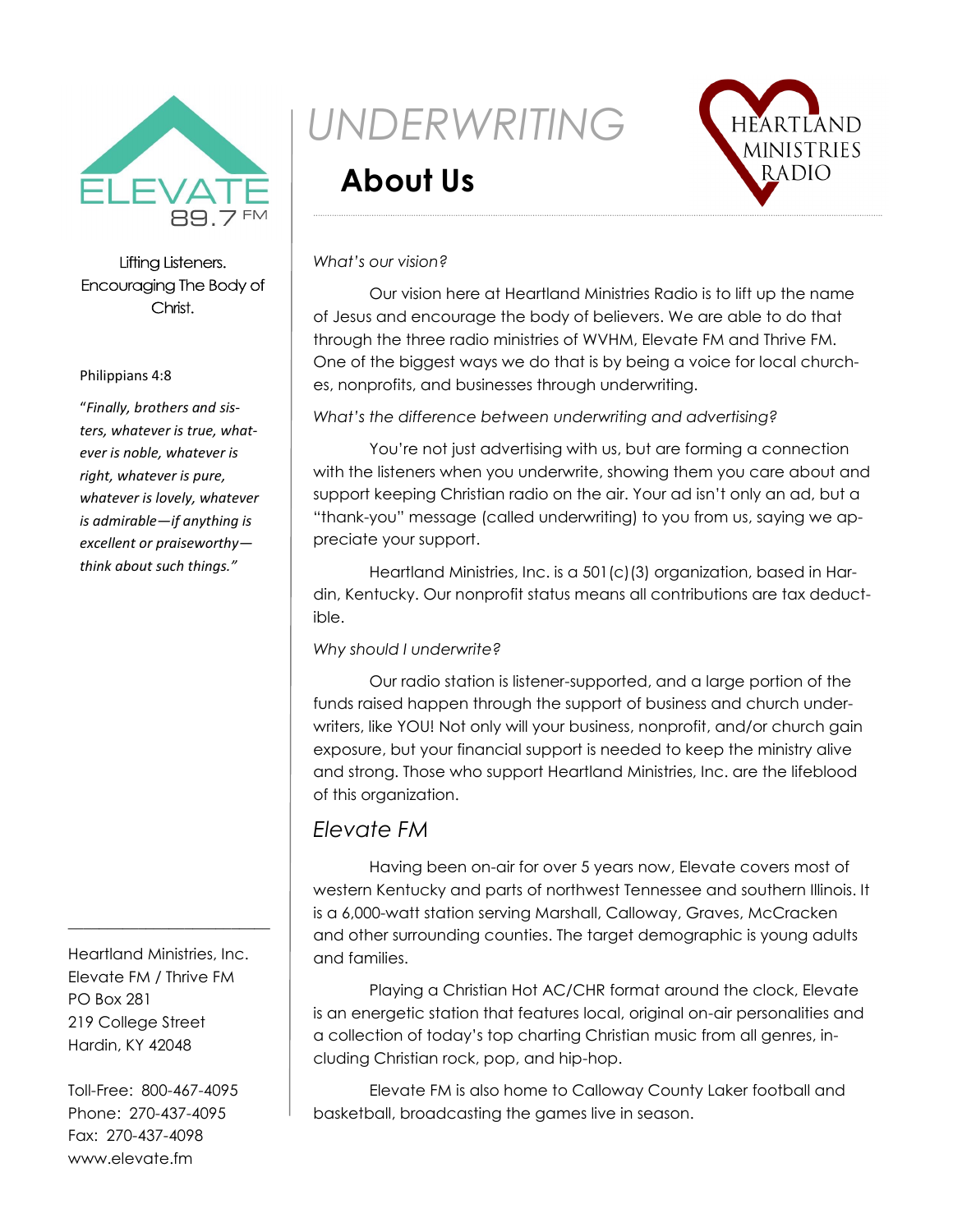ELEVATE 89.7 FM

Lifting Listeners. Encouraging The Body of Christ.

Philippians 4:8

*"Finally, brothers and sisters, whatever is true, whatever is noble, whatever is right, whatever is pure, whatever is lovely, whatever is admirable—if anything is excellent or praiseworthy—think about such things."*

# UNDERWRITING

## About Us

HEARTLAND MINISTRIES RADIO

*What's our vision?*

Our vision here at Heartland Ministries Radio is to lift up the name of Jesus and encourage the body of believers. We are able to do that through the three radio ministries of WVHM, Elevate FM and Thrive FM. One of the biggest ways we do that is by being a voice for local churches, nonprofits, and businesses through underwriting.

*What's the difference between underwriting and advertising?*

You're not just advertising with us, but are forming a connection with the listeners when you underwrite, showing them you care about and support keeping Christian radio on the air. Your ad isn't only an ad, but a "thank-you" message (called underwriting) to you from us, saying we appreciate your support.

Heartland Ministries, Inc. is a 501(c)(3) organization, based in Hardin, Kentucky. Our nonprofit status means all contributions are tax deductible.

*Why should I underwrite?*

Our radio station is listener-supported, and a large portion of the funds raised happen through the support of business and church underwriters, like YOU! Not only will your business, nonprofit, and/or church gain exposure, but your financial support is needed to keep the ministry alive and strong. Those who support Heartland Ministries, Inc. are the lifeblood of this organization.

## *Elevate FM*

Having been on-air for over 5 years now, Elevate covers most of western Kentucky and parts of northwest Tennessee and southern Illinois. It is a 6,000-watt station serving Marshall, Calloway, Graves, McCracken and other surrounding counties. The target demographic is young adults and families.

Playing a Christian Hot AC/CHR format around the clock, Elevate is an energetic station that features local, original on-air personalities and a collection of today's top charting Christian music from all genres, including Christian rock, pop, and hip-hop.

Elevate FM is also home to Calloway County Laker football and basketball, broadcasting the games live in season.

---

Heartland Ministries, Inc.
Elevate FM / Thrive FM
PO Box 281
219 College Street
Hardin, KY 42048

Toll-Free: 800-467-4095
Phone: 270-437-4095
Fax: 270-437-4098
www.elevate.fm